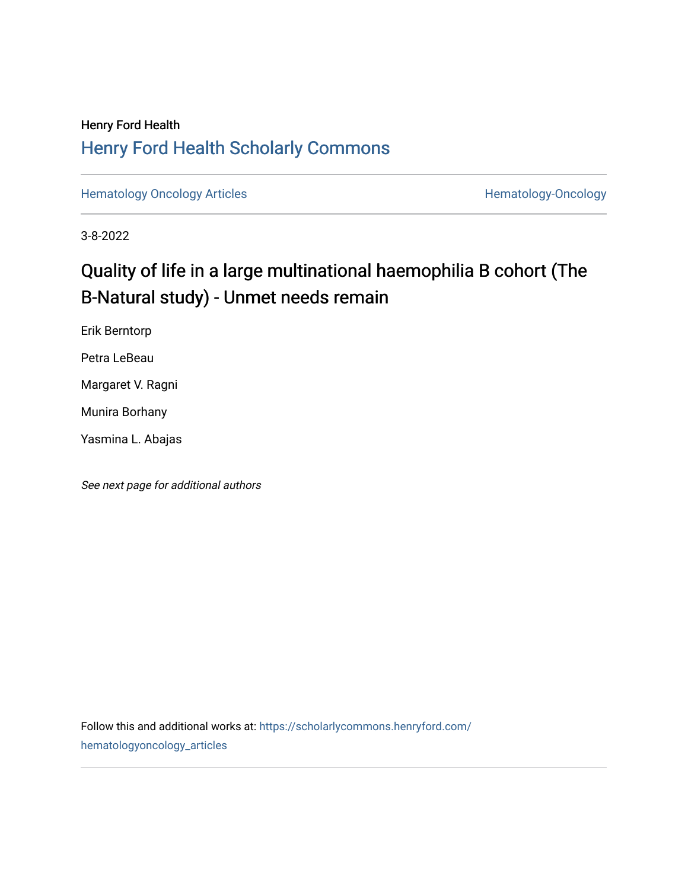Henry Ford Health

## Henry Ford Health Scholarly Commons

Hematology Oncology Articles | Hematology-Oncology

3-8-2022

# Quality of life in a large multinational haemophilia B cohort (The B-Natural study) - Unmet needs remain

Erik Berntorp

Petra LeBeau

Margaret V. Ragni

Munira Borhany

Yasmina L. Abajas

*See next page for additional authors*

Follow this and additional works at: https://scholarlycommons.henryford.com/hematologyoncology_articles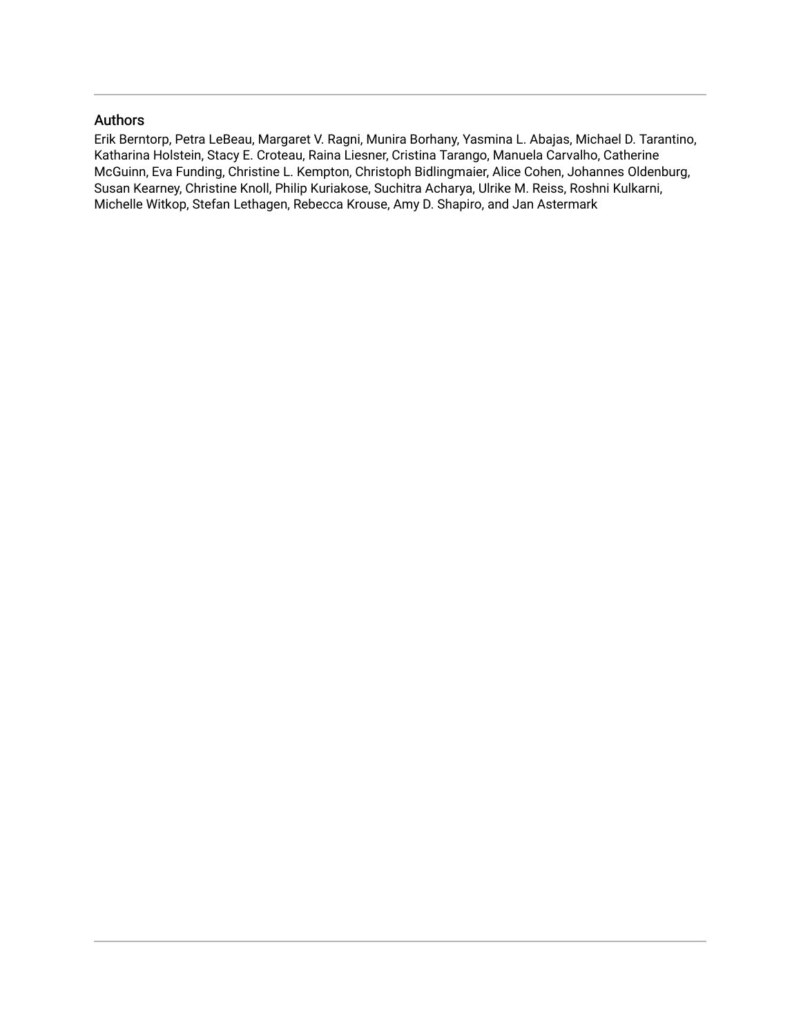## Authors

Erik Berntorp, Petra LeBeau, Margaret V. Ragni, Munira Borhany, Yasmina L. Abajas, Michael D. Tarantino, Katharina Holstein, Stacy E. Croteau, Raina Liesner, Cristina Tarango, Manuela Carvalho, Catherine McGuinn, Eva Funding, Christine L. Kempton, Christoph Bidlingmaier, Alice Cohen, Johannes Oldenburg, Susan Kearney, Christine Knoll, Philip Kuriakose, Suchitra Acharya, Ulrike M. Reiss, Roshni Kulkarni, Michelle Witkop, Stefan Lethagen, Rebecca Krouse, Amy D. Shapiro, and Jan Astermark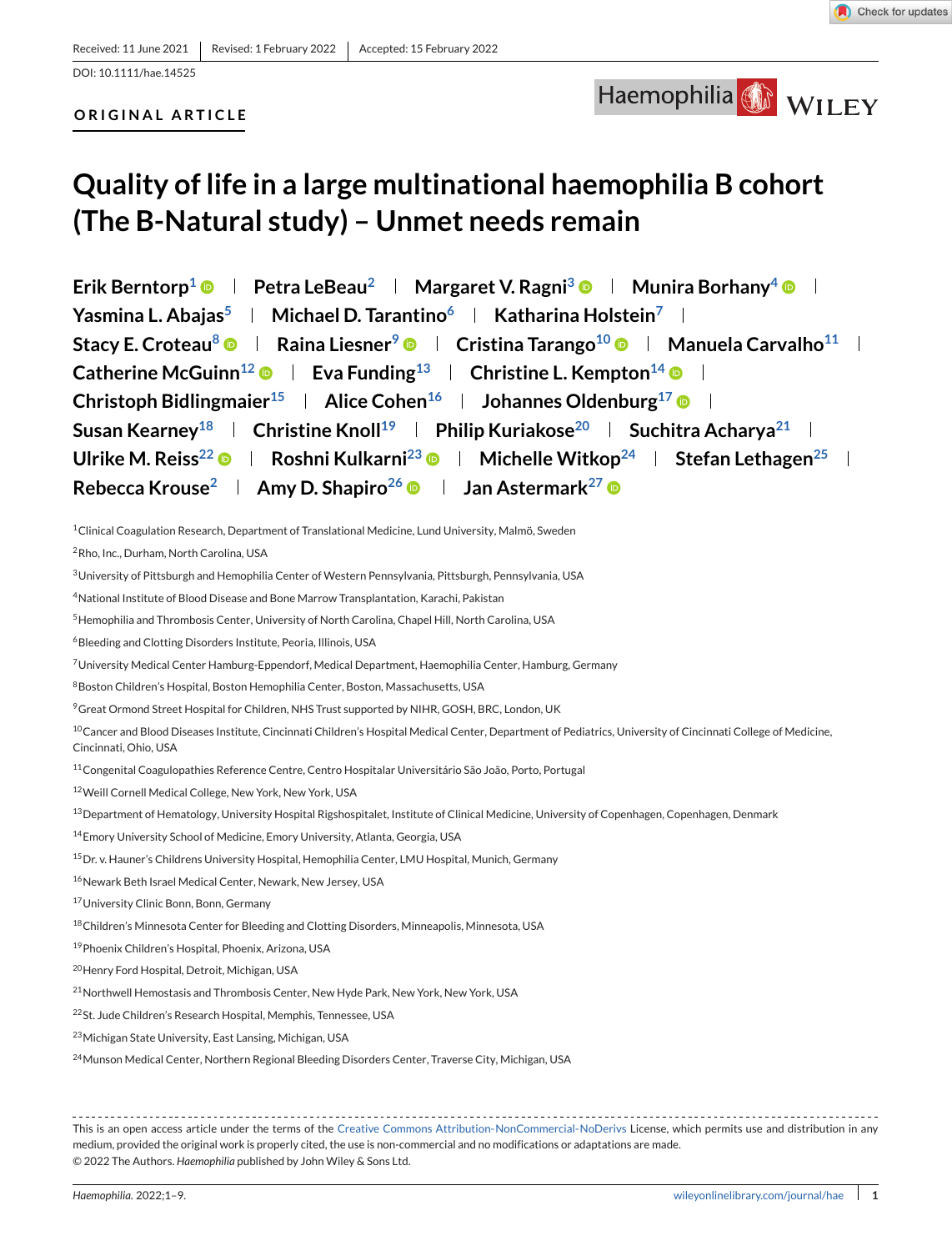Received: 11 June 2021 | Revised: 1 February 2022 | Accepted: 15 February 2022

DOI: 10.1111/hae.14525

**ORIGINAL ARTICLE**

# Quality of life in a large multinational haemophilia B cohort (The B-Natural study) – Unmet needs remain

Erik Berntorp[1] | Petra LeBeau[2] | Margaret V. Ragni[3] | Munira Borhany[4] | Yasmina L. Abajas[5] | Michael D. Tarantino[6] | Katharina Holstein[7] | Stacy E. Croteau[8] | Raina Liesner[9] | Cristina Tarango[10] | Manuela Carvalho[11] | Catherine McGuinn[12] | Eva Funding[13] | Christine L. Kempton[14] | Christoph Bidlingmaier[15] | Alice Cohen[16] | Johannes Oldenburg[17] | Susan Kearney[18] | Christine Knoll[19] | Philip Kuriakose[20] | Suchitra Acharya[21] | Ulrike M. Reiss[22] | Roshni Kulkarni[23] | Michelle Witkop[24] | Stefan Lethagen[25] | Rebecca Krouse[2] | Amy D. Shapiro[26] | Jan Astermark[27]

[1]Clinical Coagulation Research, Department of Translational Medicine, Lund University, Malmö, Sweden

[2]Rho, Inc., Durham, North Carolina, USA

[3]University of Pittsburgh and Hemophilia Center of Western Pennsylvania, Pittsburgh, Pennsylvania, USA

[4]National Institute of Blood Disease and Bone Marrow Transplantation, Karachi, Pakistan

[5]Hemophilia and Thrombosis Center, University of North Carolina, Chapel Hill, North Carolina, USA

[6]Bleeding and Clotting Disorders Institute, Peoria, Illinois, USA

[7]University Medical Center Hamburg-Eppendorf, Medical Department, Haemophilia Center, Hamburg, Germany

[8]Boston Children's Hospital, Boston Hemophilia Center, Boston, Massachusetts, USA

[9]Great Ormond Street Hospital for Children, NHS Trust supported by NIHR, GOSH, BRC, London, UK

[10]Cancer and Blood Diseases Institute, Cincinnati Children's Hospital Medical Center, Department of Pediatrics, University of Cincinnati College of Medicine, Cincinnati, Ohio, USA

[11]Congenital Coagulopathies Reference Centre, Centro Hospitalar Universitário São João, Porto, Portugal

[12]Weill Cornell Medical College, New York, New York, USA

[13]Department of Hematology, University Hospital Rigshospitalet, Institute of Clinical Medicine, University of Copenhagen, Copenhagen, Denmark

[14]Emory University School of Medicine, Emory University, Atlanta, Georgia, USA

[15]Dr. v. Hauner's Childrens University Hospital, Hemophilia Center, LMU Hospital, Munich, Germany

[16]Newark Beth Israel Medical Center, Newark, New Jersey, USA

[17]University Clinic Bonn, Bonn, Germany

[18]Children's Minnesota Center for Bleeding and Clotting Disorders, Minneapolis, Minnesota, USA

[19]Phoenix Children's Hospital, Phoenix, Arizona, USA

[20]Henry Ford Hospital, Detroit, Michigan, USA

[21]Northwell Hemostasis and Thrombosis Center, New Hyde Park, New York, New York, USA

[22]St. Jude Children's Research Hospital, Memphis, Tennessee, USA

[23]Michigan State University, East Lansing, Michigan, USA

[24]Munson Medical Center, Northern Regional Bleeding Disorders Center, Traverse City, Michigan, USA

This is an open access article under the terms of the Creative Commons Attribution-NonCommercial-NoDerivs License, which permits use and distribution in any medium, provided the original work is properly cited, the use is non-commercial and no modifications or adaptations are made.
© 2022 The Authors. *Haemophilia* published by John Wiley & Sons Ltd.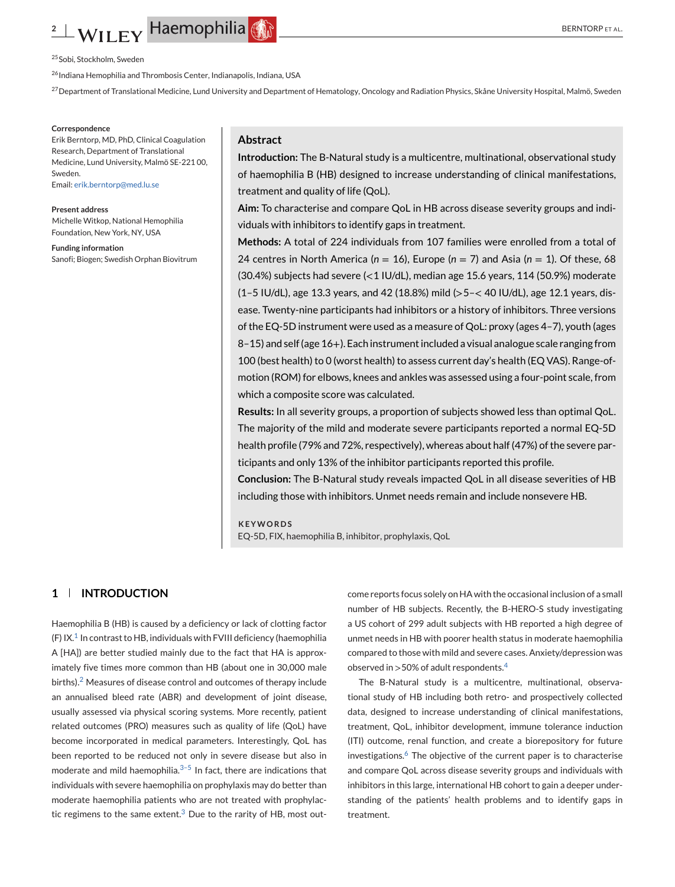[25]Sobi, Stockholm, Sweden

[26]Indiana Hemophilia and Thrombosis Center, Indianapolis, Indiana, USA

[27]Department of Translational Medicine, Lund University and Department of Hematology, Oncology and Radiation Physics, Skåne University Hospital, Malmö, Sweden

**Correspondence**
Erik Berntorp, MD, PhD, Clinical Coagulation Research, Department of Translational Medicine, Lund University, Malmö SE-221 00, Sweden.
Email: erik.berntorp@med.lu.se

**Present address**
Michelle Witkop, National Hemophilia Foundation, New York, NY, USA

**Funding information**
Sanofi; Biogen; Swedish Orphan Biovitrum

## Abstract

**Introduction:** The B-Natural study is a multicentre, multinational, observational study of haemophilia B (HB) designed to increase understanding of clinical manifestations, treatment and quality of life (QoL).

**Aim:** To characterise and compare QoL in HB across disease severity groups and individuals with inhibitors to identify gaps in treatment.

**Methods:** A total of 224 individuals from 107 families were enrolled from a total of 24 centres in North America ($n = 16$), Europe ($n = 7$) and Asia ($n = 1$). Of these, 68 (30.4%) subjects had severe (<1 IU/dL), median age 15.6 years, 114 (50.9%) moderate (1–5 IU/dL), age 13.3 years, and 42 (18.8%) mild (>5–< 40 IU/dL), age 12.1 years, disease. Twenty-nine participants had inhibitors or a history of inhibitors. Three versions of the EQ-5D instrument were used as a measure of QoL: proxy (ages 4–7), youth (ages 8–15) and self (age 16+). Each instrument included a visual analogue scale ranging from 100 (best health) to 0 (worst health) to assess current day's health (EQ VAS). Range-of-motion (ROM) for elbows, knees and ankles was assessed using a four-point scale, from which a composite score was calculated.

**Results:** In all severity groups, a proportion of subjects showed less than optimal QoL. The majority of the mild and moderate severe participants reported a normal EQ-5D health profile (79% and 72%, respectively), whereas about half (47%) of the severe participants and only 13% of the inhibitor participants reported this profile.

**Conclusion:** The B-Natural study reveals impacted QoL in all disease severities of HB including those with inhibitors. Unmet needs remain and include nonsevere HB.

**KEYWORDS**
EQ-5D, FIX, haemophilia B, inhibitor, prophylaxis, QoL

## 1 INTRODUCTION

Haemophilia B (HB) is caused by a deficiency or lack of clotting factor (F) IX.[1] In contrast to HB, individuals with FVIII deficiency (haemophilia A [HA]) are better studied mainly due to the fact that HA is approximately five times more common than HB (about one in 30,000 male births).[2] Measures of disease control and outcomes of therapy include an annualised bleed rate (ABR) and development of joint disease, usually assessed via physical scoring systems. More recently, patient related outcomes (PRO) measures such as quality of life (QoL) have become incorporated in medical parameters. Interestingly, QoL has been reported to be reduced not only in severe disease but also in moderate and mild haemophilia.[3–5] In fact, there are indications that individuals with severe haemophilia on prophylaxis may do better than moderate haemophilia patients who are not treated with prophylactic regimens to the same extent.[3] Due to the rarity of HB, most outcome reports focus solely on HA with the occasional inclusion of a small number of HB subjects. Recently, the B-HERO-S study investigating a US cohort of 299 adult subjects with HB reported a high degree of unmet needs in HB with poorer health status in moderate haemophilia compared to those with mild and severe cases. Anxiety/depression was observed in >50% of adult respondents.[4]

The B-Natural study is a multicentre, multinational, observational study of HB including both retro- and prospectively collected data, designed to increase understanding of clinical manifestations, treatment, QoL, inhibitor development, immune tolerance induction (ITI) outcome, renal function, and create a biorepository for future investigations.[6] The objective of the current paper is to characterise and compare QoL across disease severity groups and individuals with inhibitors in this large, international HB cohort to gain a deeper understanding of the patients' health problems and to identify gaps in treatment.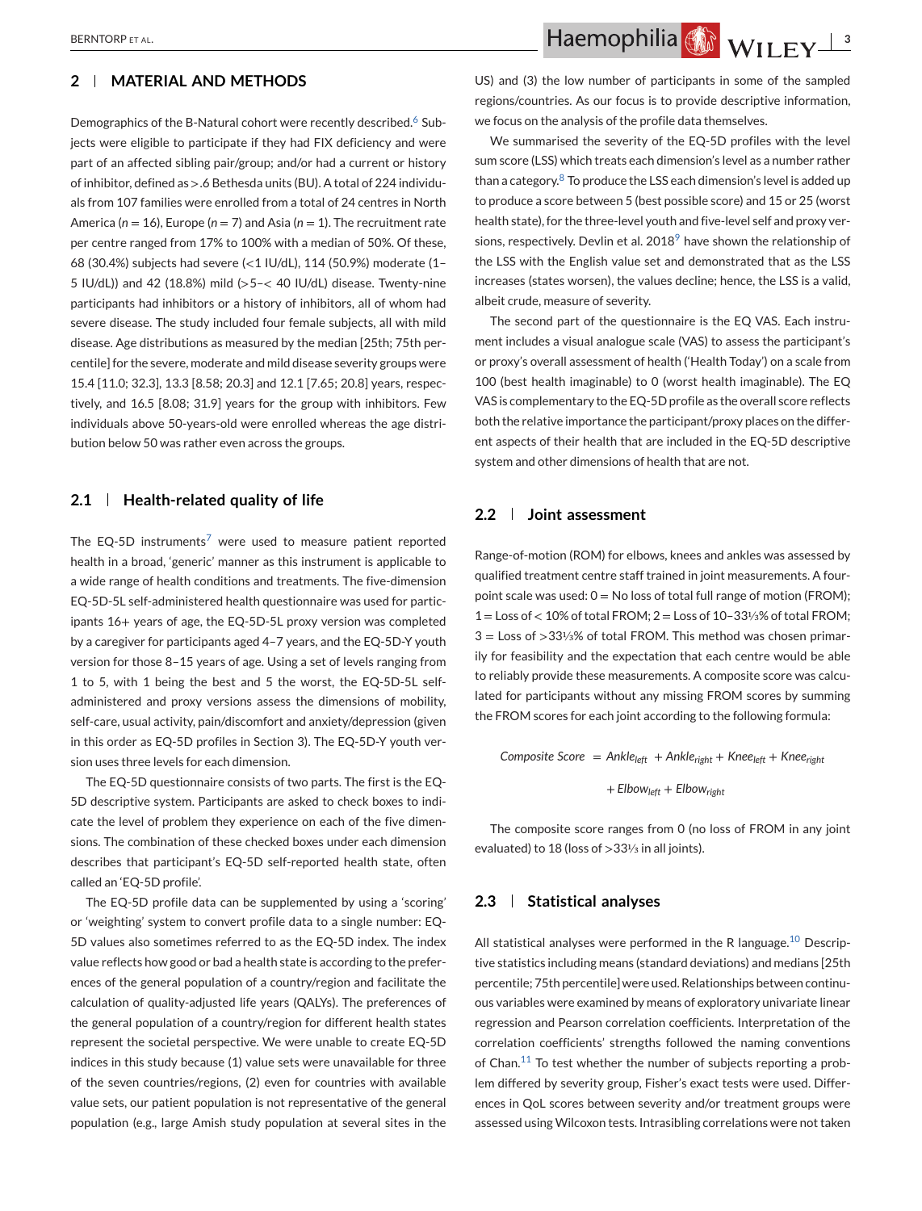## 2 | MATERIAL AND METHODS

Demographics of the B-Natural cohort were recently described.[6] Subjects were eligible to participate if they had FIX deficiency and were part of an affected sibling pair/group; and/or had a current or history of inhibitor, defined as >.6 Bethesda units (BU). A total of 224 individuals from 107 families were enrolled from a total of 24 centres in North America ($n = 16$), Europe ($n = 7$) and Asia ($n = 1$). The recruitment rate per centre ranged from 17% to 100% with a median of 50%. Of these, 68 (30.4%) subjects had severe (<1 IU/dL), 114 (50.9%) moderate (1–5 IU/dL)) and 42 (18.8%) mild (>5–< 40 IU/dL) disease. Twenty-nine participants had inhibitors or a history of inhibitors, all of whom had severe disease. The study included four female subjects, all with mild disease. Age distributions as measured by the median [25th; 75th percentile] for the severe, moderate and mild disease severity groups were 15.4 [11.0; 32.3], 13.3 [8.58; 20.3] and 12.1 [7.65; 20.8] years, respectively, and 16.5 [8.08; 31.9] years for the group with inhibitors. Few individuals above 50-years-old were enrolled whereas the age distribution below 50 was rather even across the groups.

### 2.1 | Health-related quality of life

The EQ-5D instruments[7] were used to measure patient reported health in a broad, 'generic' manner as this instrument is applicable to a wide range of health conditions and treatments. The five-dimension EQ-5D-5L self-administered health questionnaire was used for participants 16+ years of age, the EQ-5D-5L proxy version was completed by a caregiver for participants aged 4–7 years, and the EQ-5D-Y youth version for those 8–15 years of age. Using a set of levels ranging from 1 to 5, with 1 being the best and 5 the worst, the EQ-5D-5L self-administered and proxy versions assess the dimensions of mobility, self-care, usual activity, pain/discomfort and anxiety/depression (given in this order as EQ-5D profiles in Section 3). The EQ-5D-Y youth version uses three levels for each dimension.

The EQ-5D questionnaire consists of two parts. The first is the EQ-5D descriptive system. Participants are asked to check boxes to indicate the level of problem they experience on each of the five dimensions. The combination of these checked boxes under each dimension describes that participant's EQ-5D self-reported health state, often called an 'EQ-5D profile'.

The EQ-5D profile data can be supplemented by using a 'scoring' or 'weighting' system to convert profile data to a single number: EQ-5D values also sometimes referred to as the EQ-5D index. The index value reflects how good or bad a health state is according to the preferences of the general population of a country/region and facilitate the calculation of quality-adjusted life years (QALYs). The preferences of the general population of a country/region for different health states represent the societal perspective. We were unable to create EQ-5D indices in this study because (1) value sets were unavailable for three of the seven countries/regions, (2) even for countries with available value sets, our patient population is not representative of the general population (e.g., large Amish study population at several sites in the US) and (3) the low number of participants in some of the sampled regions/countries. As our focus is to provide descriptive information, we focus on the analysis of the profile data themselves.

We summarised the severity of the EQ-5D profiles with the level sum score (LSS) which treats each dimension's level as a number rather than a category.[8] To produce the LSS each dimension's level is added up to produce a score between 5 (best possible score) and 15 or 25 (worst health state), for the three-level youth and five-level self and proxy versions, respectively. Devlin et al. 2018[9] have shown the relationship of the LSS with the English value set and demonstrated that as the LSS increases (states worsen), the values decline; hence, the LSS is a valid, albeit crude, measure of severity.

The second part of the questionnaire is the EQ VAS. Each instrument includes a visual analogue scale (VAS) to assess the participant's or proxy's overall assessment of health ('Health Today') on a scale from 100 (best health imaginable) to 0 (worst health imaginable). The EQ VAS is complementary to the EQ-5D profile as the overall score reflects both the relative importance the participant/proxy places on the different aspects of their health that are included in the EQ-5D descriptive system and other dimensions of health that are not.

### 2.2 | Joint assessment

Range-of-motion (ROM) for elbows, knees and ankles was assessed by qualified treatment centre staff trained in joint measurements. A four-point scale was used: 0 = No loss of total full range of motion (FROM); 1 = Loss of < 10% of total FROM; 2 = Loss of 10–33⅓% of total FROM; 3 = Loss of >33⅓% of total FROM. This method was chosen primarily for feasibility and the expectation that each centre would be able to reliably provide these measurements. A composite score was calculated for participants without any missing FROM scores by summing the FROM scores for each joint according to the following formula:

$$\mathit{Composite\ Score} = \mathit{Ankle}_{left} + \mathit{Ankle}_{right} + \mathit{Knee}_{left} + \mathit{Knee}_{right} + \mathit{Elbow}_{left} + \mathit{Elbow}_{right}$$

The composite score ranges from 0 (no loss of FROM in any joint evaluated) to 18 (loss of >33⅓ in all joints).

### 2.3 | Statistical analyses

All statistical analyses were performed in the R language.[10] Descriptive statistics including means (standard deviations) and medians [25th percentile; 75th percentile] were used. Relationships between continuous variables were examined by means of exploratory univariate linear regression and Pearson correlation coefficients. Interpretation of the correlation coefficients' strengths followed the naming conventions of Chan.[11] To test whether the number of subjects reporting a problem differed by severity group, Fisher's exact tests were used. Differences in QoL scores between severity and/or treatment groups were assessed using Wilcoxon tests. Intrasibling correlations were not taken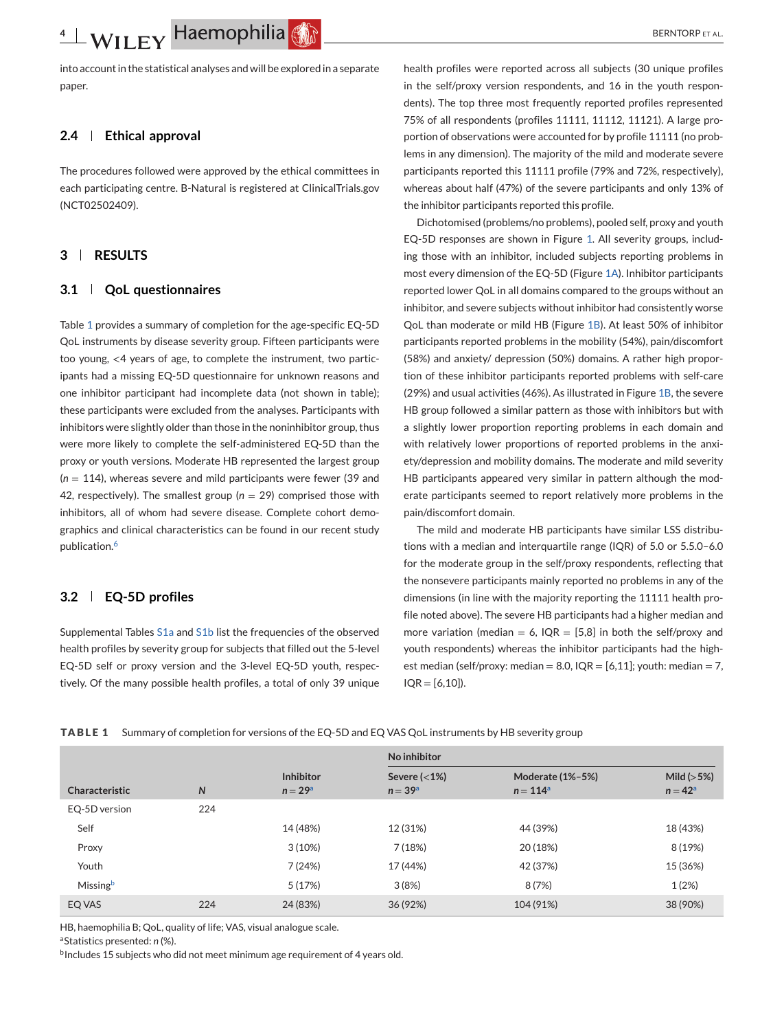into account in the statistical analyses and will be explored in a separate paper.

### 2.4 | Ethical approval

The procedures followed were approved by the ethical committees in each participating centre. B-Natural is registered at ClinicalTrials.gov (NCT02502409).

## 3 | RESULTS

### 3.1 | QoL questionnaires

Table 1 provides a summary of completion for the age-specific EQ-5D QoL instruments by disease severity group. Fifteen participants were too young, <4 years of age, to complete the instrument, two participants had a missing EQ-5D questionnaire for unknown reasons and one inhibitor participant had incomplete data (not shown in table); these participants were excluded from the analyses. Participants with inhibitors were slightly older than those in the noninhibitor group, thus were more likely to complete the self-administered EQ-5D than the proxy or youth versions. Moderate HB represented the largest group ($n = 114$), whereas severe and mild participants were fewer (39 and 42, respectively). The smallest group ($n = 29$) comprised those with inhibitors, all of whom had severe disease. Complete cohort demographics and clinical characteristics can be found in our recent study publication.[6]

### 3.2 | EQ-5D profiles

Supplemental Tables S1a and S1b list the frequencies of the observed health profiles by severity group for subjects that filled out the 5-level EQ-5D self or proxy version and the 3-level EQ-5D youth, respectively. Of the many possible health profiles, a total of only 39 unique health profiles were reported across all subjects (30 unique profiles in the self/proxy version respondents, and 16 in the youth respondents). The top three most frequently reported profiles represented 75% of all respondents (profiles 11111, 11112, 11121). A large proportion of observations were accounted for by profile 11111 (no problems in any dimension). The majority of the mild and moderate severe participants reported this 11111 profile (79% and 72%, respectively), whereas about half (47%) of the severe participants and only 13% of the inhibitor participants reported this profile.

Dichotomised (problems/no problems), pooled self, proxy and youth EQ-5D responses are shown in Figure 1. All severity groups, including those with an inhibitor, included subjects reporting problems in most every dimension of the EQ-5D (Figure 1A). Inhibitor participants reported lower QoL in all domains compared to the groups without an inhibitor, and severe subjects without inhibitor had consistently worse QoL than moderate or mild HB (Figure 1B). At least 50% of inhibitor participants reported problems in the mobility (54%), pain/discomfort (58%) and anxiety/ depression (50%) domains. A rather high proportion of these inhibitor participants reported problems with self-care (29%) and usual activities (46%). As illustrated in Figure 1B, the severe HB group followed a similar pattern as those with inhibitors but with a slightly lower proportion reporting problems in each domain and with relatively lower proportions of reported problems in the anxiety/depression and mobility domains. The moderate and mild severity HB participants appeared very similar in pattern although the moderate participants seemed to report relatively more problems in the pain/discomfort domain.

The mild and moderate HB participants have similar LSS distributions with a median and interquartile range (IQR) of 5.0 or 5.5.0–6.0 for the moderate group in the self/proxy respondents, reflecting that the nonsevere participants mainly reported no problems in any of the dimensions (in line with the majority reporting the 11111 health profile noted above). The severe HB participants had a higher median and more variation (median = 6, IQR = [5,8] in both the self/proxy and youth respondents) whereas the inhibitor participants had the highest median (self/proxy: median = 8.0, IQR = [6,11]; youth: median = 7, IQR = [6,10]).

**TABLE 1** Summary of completion for versions of the EQ-5D and EQ VAS QoL instruments by HB severity group

| | | | No inhibitor | | |
|---|---|---|---|---|---|
| Characteristic | $N$ | Inhibitor $n = 29$[a] | Severe (<1%) $n = 39$[a] | Moderate (1%–5%) $n = 114$[a] | Mild (>5%) $n = 42$[a] |
| EQ-5D version | 224 | | | | |
| Self | | 14 (48%) | 12 (31%) | 44 (39%) | 18 (43%) |
| Proxy | | 3 (10%) | 7 (18%) | 20 (18%) | 8 (19%) |
| Youth | | 7 (24%) | 17 (44%) | 42 (37%) | 15 (36%) |
| Missing[b] | | 5 (17%) | 3 (8%) | 8 (7%) | 1 (2%) |
| EQ VAS | 224 | 24 (83%) | 36 (92%) | 104 (91%) | 38 (90%) |

HB, haemophilia B; QoL, quality of life; VAS, visual analogue scale.
[a]Statistics presented: $n$ (%).
[b]Includes 15 subjects who did not meet minimum age requirement of 4 years old.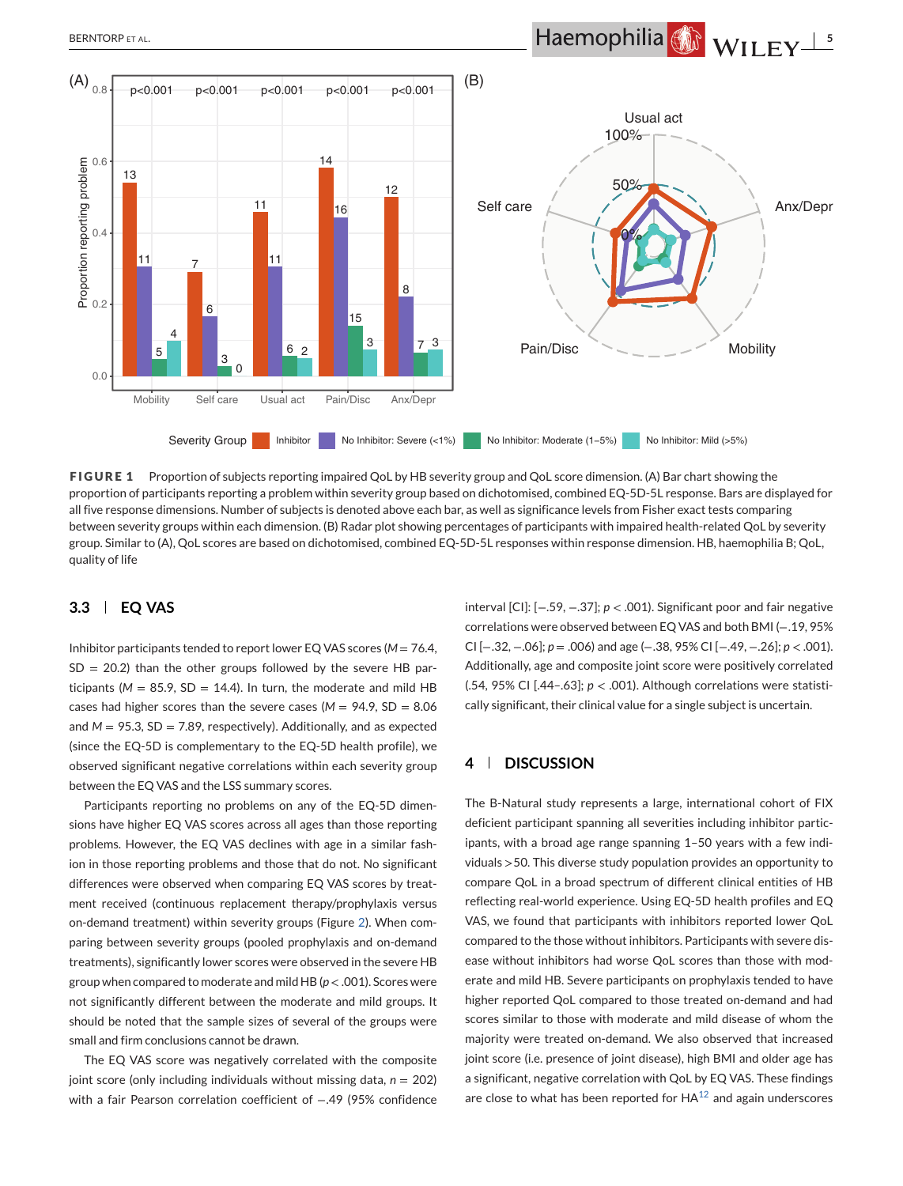**FIGURE 1** Proportion of subjects reporting impaired QoL by HB severity group and QoL score dimension. (A) Bar chart showing the proportion of participants reporting a problem within severity group based on dichotomised, combined EQ-5D-5L response. Bars are displayed for all five response dimensions. Number of subjects is denoted above each bar, as well as significance levels from Fisher exact tests comparing between severity groups within each dimension. (B) Radar plot showing percentages of participants with impaired health-related QoL by severity group. Similar to (A), QoL scores are based on dichotomised, combined EQ-5D-5L responses within response dimension. HB, haemophilia B; QoL, quality of life

### 3.3 | EQ VAS

Inhibitor participants tended to report lower EQ VAS scores ($M = 76.4$, $SD = 20.2$) than the other groups followed by the severe HB participants ($M = 85.9$, $SD = 14.4$). In turn, the moderate and mild HB cases had higher scores than the severe cases ($M = 94.9$, $SD = 8.06$ and $M = 95.3$, $SD = 7.89$, respectively). Additionally, and as expected (since the EQ-5D is complementary to the EQ-5D health profile), we observed significant negative correlations within each severity group between the EQ VAS and the LSS summary scores.

Participants reporting no problems on any of the EQ-5D dimensions have higher EQ VAS scores across all ages than those reporting problems. However, the EQ VAS declines with age in a similar fashion in those reporting problems and those that do not. No significant differences were observed when comparing EQ VAS scores by treatment received (continuous replacement therapy/prophylaxis versus on-demand treatment) within severity groups (Figure 2). When comparing between severity groups (pooled prophylaxis and on-demand treatments), significantly lower scores were observed in the severe HB group when compared to moderate and mild HB ($p < .001$). Scores were not significantly different between the moderate and mild groups. It should be noted that the sample sizes of several of the groups were small and firm conclusions cannot be drawn.

The EQ VAS score was negatively correlated with the composite joint score (only including individuals without missing data, $n = 202$) with a fair Pearson correlation coefficient of $-.49$ (95% confidence interval [CI]: [$-.59$, $-.37$]; $p < .001$). Significant poor and fair negative correlations were observed between EQ VAS and both BMI ($-.19$, 95% CI [$-.32$, $-.06$]; $p = .006$) and age ($-.38$, 95% CI [$-.49$, $-.26$]; $p < .001$). Additionally, age and composite joint score were positively correlated (.54, 95% CI [.44–.63]; $p < .001$). Although correlations were statistically significant, their clinical value for a single subject is uncertain.

## 4 | DISCUSSION

The B-Natural study represents a large, international cohort of FIX deficient participant spanning all severities including inhibitor participants, with a broad age range spanning 1–50 years with a few individuals >50. This diverse study population provides an opportunity to compare QoL in a broad spectrum of different clinical entities of HB reflecting real-world experience. Using EQ-5D health profiles and EQ VAS, we found that participants with inhibitors reported lower QoL compared to the those without inhibitors. Participants with severe disease without inhibitors had worse QoL scores than those with moderate and mild HB. Severe participants on prophylaxis tended to have higher reported QoL compared to those treated on-demand and had scores similar to those with moderate and mild disease of whom the majority were treated on-demand. We also observed that increased joint score (i.e. presence of joint disease), high BMI and older age has a significant, negative correlation with QoL by EQ VAS. These findings are close to what has been reported for HA[12] and again underscores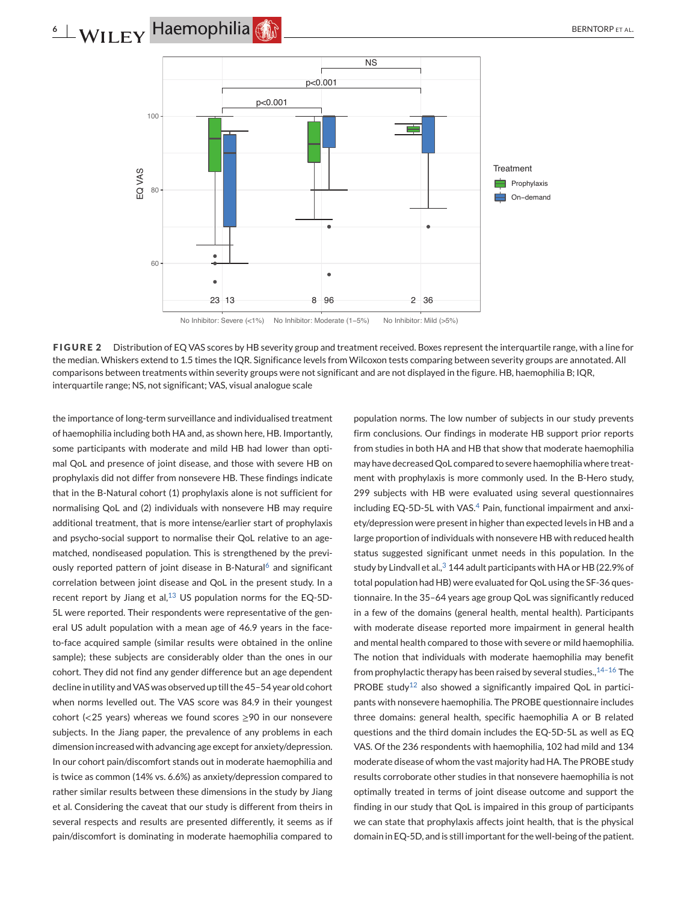**FIGURE 2** Distribution of EQ VAS scores by HB severity group and treatment received. Boxes represent the interquartile range, with a line for the median. Whiskers extend to 1.5 times the IQR. Significance levels from Wilcoxon tests comparing between severity groups are annotated. All comparisons between treatments within severity groups were not significant and are not displayed in the figure. HB, haemophilia B; IQR, interquartile range; NS, not significant; VAS, visual analogue scale

the importance of long-term surveillance and individualised treatment of haemophilia including both HA and, as shown here, HB. Importantly, some participants with moderate and mild HB had lower than optimal QoL and presence of joint disease, and those with severe HB on prophylaxis did not differ from nonsevere HB. These findings indicate that in the B-Natural cohort (1) prophylaxis alone is not sufficient for normalising QoL and (2) individuals with nonsevere HB may require additional treatment, that is more intense/earlier start of prophylaxis and psycho-social support to normalise their QoL relative to an age-matched, nondiseased population. This is strengthened by the previously reported pattern of joint disease in B-Natural[6] and significant correlation between joint disease and QoL in the present study. In a recent report by Jiang et al,[13] US population norms for the EQ-5D-5L were reported. Their respondents were representative of the general US adult population with a mean age of 46.9 years in the face-to-face acquired sample (similar results were obtained in the online sample); these subjects are considerably older than the ones in our cohort. They did not find any gender difference but an age dependent decline in utility and VAS was observed up till the 45–54 year old cohort when norms levelled out. The VAS score was 84.9 in their youngest cohort (<25 years) whereas we found scores ≥90 in our nonsevere subjects. In the Jiang paper, the prevalence of any problems in each dimension increased with advancing age except for anxiety/depression. In our cohort pain/discomfort stands out in moderate haemophilia and is twice as common (14% vs. 6.6%) as anxiety/depression compared to rather similar results between these dimensions in the study by Jiang et al. Considering the caveat that our study is different from theirs in several respects and results are presented differently, it seems as if pain/discomfort is dominating in moderate haemophilia compared to population norms. The low number of subjects in our study prevents firm conclusions. Our findings in moderate HB support prior reports from studies in both HA and HB that show that moderate haemophilia may have decreased QoL compared to severe haemophilia where treatment with prophylaxis is more commonly used. In the B-Hero study, 299 subjects with HB were evaluated using several questionnaires including EQ-5D-5L with VAS.[4] Pain, functional impairment and anxiety/depression were present in higher than expected levels in HB and a large proportion of individuals with nonsevere HB with reduced health status suggested significant unmet needs in this population. In the study by Lindvall et al.,[3] 144 adult participants with HA or HB (22.9% of total population had HB) were evaluated for QoL using the SF-36 questionnaire. In the 35–64 years age group QoL was significantly reduced in a few of the domains (general health, mental health). Participants with moderate disease reported more impairment in general health and mental health compared to those with severe or mild haemophilia. The notion that individuals with moderate haemophilia may benefit from prophylactic therapy has been raised by several studies.,[14–16] The PROBE study[12] also showed a significantly impaired QoL in participants with nonsevere haemophilia. The PROBE questionnaire includes three domains: general health, specific haemophilia A or B related questions and the third domain includes the EQ-5D-5L as well as EQ VAS. Of the 236 respondents with haemophilia, 102 had mild and 134 moderate disease of whom the vast majority had HA. The PROBE study results corroborate other studies in that nonsevere haemophilia is not optimally treated in terms of joint disease outcome and support the finding in our study that QoL is impaired in this group of participants we can state that prophylaxis affects joint health, that is the physical domain in EQ-5D, and is still important for the well-being of the patient.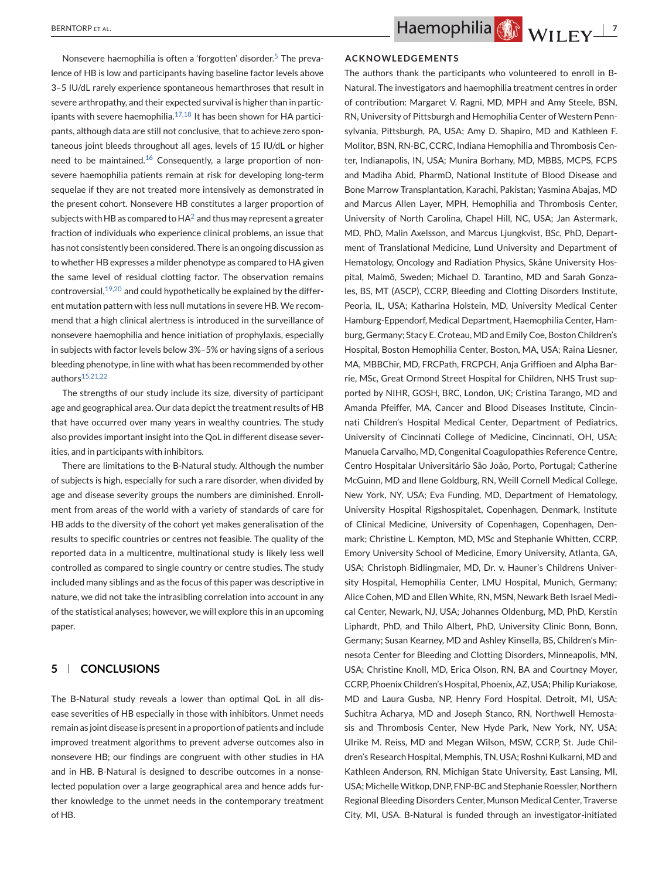Nonsevere haemophilia is often a 'forgotten' disorder.[5] The prevalence of HB is low and participants having baseline factor levels above 3–5 IU/dL rarely experience spontaneous hemarthroses that result in severe arthropathy, and their expected survival is higher than in participants with severe haemophilia.[17,18] It has been shown for HA participants, although data are still not conclusive, that to achieve zero spontaneous joint bleeds throughout all ages, levels of 15 IU/dL or higher need to be maintained.[16] Consequently, a large proportion of nonsevere haemophilia patients remain at risk for developing long-term sequelae if they are not treated more intensively as demonstrated in the present cohort. Nonsevere HB constitutes a larger proportion of subjects with HB as compared to HA[2] and thus may represent a greater fraction of individuals who experience clinical problems, an issue that has not consistently been considered. There is an ongoing discussion as to whether HB expresses a milder phenotype as compared to HA given the same level of residual clotting factor. The observation remains controversial,[19,20] and could hypothetically be explained by the different mutation pattern with less null mutations in severe HB. We recommend that a high clinical alertness is introduced in the surveillance of nonsevere haemophilia and hence initiation of prophylaxis, especially in subjects with factor levels below 3%–5% or having signs of a serious bleeding phenotype, in line with what has been recommended by other authors[15,21,22]

The strengths of our study include its size, diversity of participant age and geographical area. Our data depict the treatment results of HB that have occurred over many years in wealthy countries. The study also provides important insight into the QoL in different disease severities, and in participants with inhibitors.

There are limitations to the B-Natural study. Although the number of subjects is high, especially for such a rare disorder, when divided by age and disease severity groups the numbers are diminished. Enrollment from areas of the world with a variety of standards of care for HB adds to the diversity of the cohort yet makes generalisation of the results to specific countries or centres not feasible. The quality of the reported data in a multicentre, multinational study is likely less well controlled as compared to single country or centre studies. The study included many siblings and as the focus of this paper was descriptive in nature, we did not take the intrasibling correlation into account in any of the statistical analyses; however, we will explore this in an upcoming paper.

## 5 | CONCLUSIONS

The B-Natural study reveals a lower than optimal QoL in all disease severities of HB especially in those with inhibitors. Unmet needs remain as joint disease is present in a proportion of patients and include improved treatment algorithms to prevent adverse outcomes also in nonsevere HB; our findings are congruent with other studies in HA and in HB. B-Natural is designed to describe outcomes in a nonselected population over a large geographical area and hence adds further knowledge to the unmet needs in the contemporary treatment of HB.

## ACKNOWLEDGEMENTS

The authors thank the participants who volunteered to enroll in B-Natural. The investigators and haemophilia treatment centres in order of contribution: Margaret V. Ragni, MD, MPH and Amy Steele, BSN, RN, University of Pittsburgh and Hemophilia Center of Western Pennsylvania, Pittsburgh, PA, USA; Amy D. Shapiro, MD and Kathleen F. Molitor, BSN, RN-BC, CCRC, Indiana Hemophilia and Thrombosis Center, Indianapolis, IN, USA; Munira Borhany, MD, MBBS, MCPS, FCPS and Madiha Abid, PharmD, National Institute of Blood Disease and Bone Marrow Transplantation, Karachi, Pakistan; Yasmina Abajas, MD and Marcus Allen Layer, MPH, Hemophilia and Thrombosis Center, University of North Carolina, Chapel Hill, NC, USA; Jan Astermark, MD, PhD, Malin Axelsson, and Marcus Ljungkvist, BSc, PhD, Department of Translational Medicine, Lund University and Department of Hematology, Oncology and Radiation Physics, Skåne University Hospital, Malmö, Sweden; Michael D. Tarantino, MD and Sarah Gonzales, BS, MT (ASCP), CCRP, Bleeding and Clotting Disorders Institute, Peoria, IL, USA; Katharina Holstein, MD, University Medical Center Hamburg-Eppendorf, Medical Department, Haemophilia Center, Hamburg, Germany; Stacy E. Croteau, MD and Emily Coe, Boston Children's Hospital, Boston Hemophilia Center, Boston, MA, USA; Raina Liesner, MA, MBBChir, MD, FRCPath, FRCPCH, Anja Griffioen and Alpha Barrie, MSc, Great Ormond Street Hospital for Children, NHS Trust supported by NIHR, GOSH, BRC, London, UK; Cristina Tarango, MD and Amanda Pfeiffer, MA, Cancer and Blood Diseases Institute, Cincinnati Children's Hospital Medical Center, Department of Pediatrics, University of Cincinnati College of Medicine, Cincinnati, OH, USA; Manuela Carvalho, MD, Congenital Coagulopathies Reference Centre, Centro Hospitalar Universitário São João, Porto, Portugal; Catherine McGuinn, MD and Ilene Goldburg, RN, Weill Cornell Medical College, New York, NY, USA; Eva Funding, MD, Department of Hematology, University Hospital Rigshospitalet, Copenhagen, Denmark, Institute of Clinical Medicine, University of Copenhagen, Copenhagen, Denmark; Christine L. Kempton, MD, MSc and Stephanie Whitten, CCRP, Emory University School of Medicine, Emory University, Atlanta, GA, USA; Christoph Bidlingmaier, MD, Dr. v. Hauner's Childrens University Hospital, Hemophilia Center, LMU Hospital, Munich, Germany; Alice Cohen, MD and Ellen White, RN, MSN, Newark Beth Israel Medical Center, Newark, NJ, USA; Johannes Oldenburg, MD, PhD, Kerstin Liphardt, PhD, and Thilo Albert, PhD, University Clinic Bonn, Bonn, Germany; Susan Kearney, MD and Ashley Kinsella, BS, Children's Minnesota Center for Bleeding and Clotting Disorders, Minneapolis, MN, USA; Christine Knoll, MD, Erica Olson, RN, BA and Courtney Moyer, CCRP, Phoenix Children's Hospital, Phoenix, AZ, USA; Philip Kuriakose, MD and Laura Gusba, NP, Henry Ford Hospital, Detroit, MI, USA; Suchitra Acharya, MD and Joseph Stanco, RN, Northwell Hemostasis and Thrombosis Center, New Hyde Park, New York, NY, USA; Ulrike M. Reiss, MD and Megan Wilson, MSW, CCRP, St. Jude Children's Research Hospital, Memphis, TN, USA; Roshni Kulkarni, MD and Kathleen Anderson, RN, Michigan State University, East Lansing, MI, USA; Michelle Witkop, DNP, FNP-BC and Stephanie Roessler, Northern Regional Bleeding Disorders Center, Munson Medical Center, Traverse City, MI, USA. B-Natural is funded through an investigator-initiated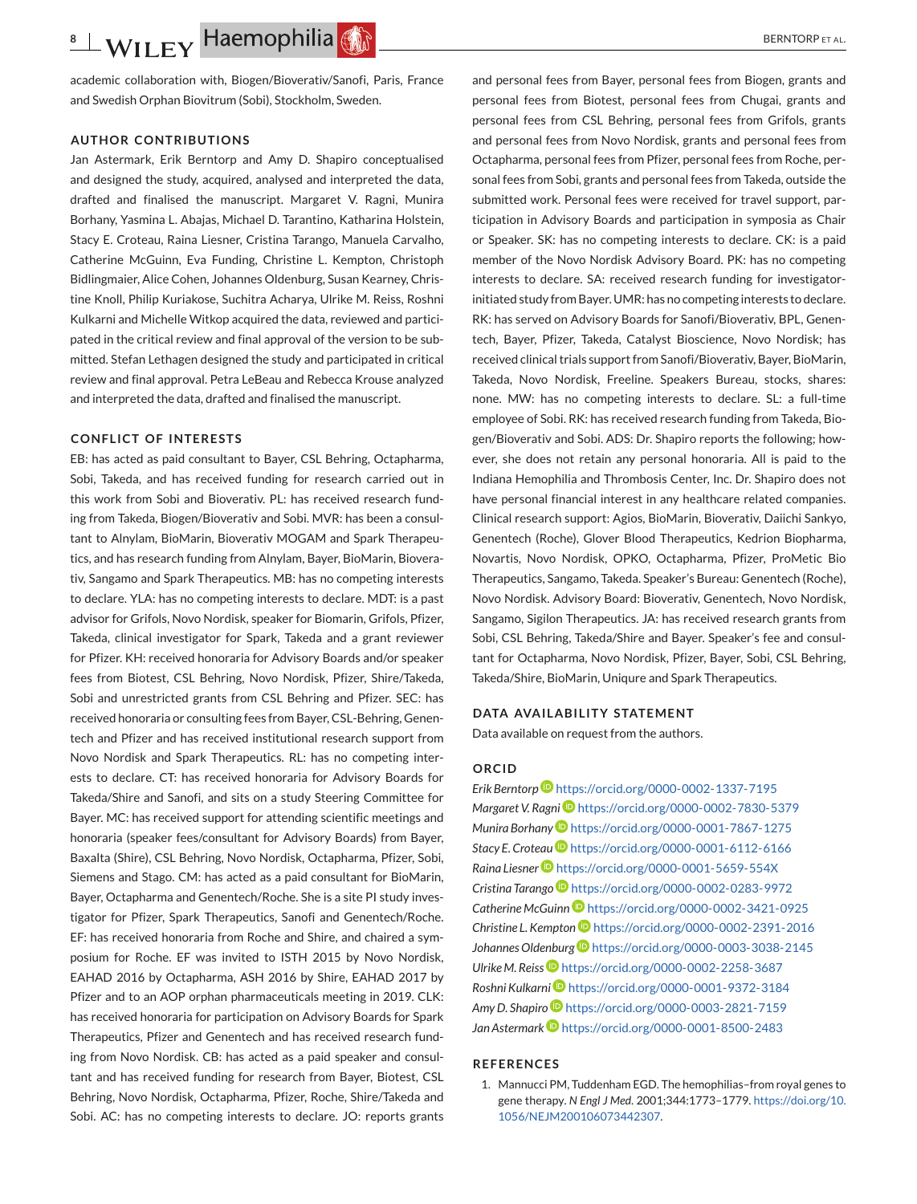academic collaboration with, Biogen/Bioverativ/Sanofi, Paris, France and Swedish Orphan Biovitrum (Sobi), Stockholm, Sweden.

## AUTHOR CONTRIBUTIONS

Jan Astermark, Erik Berntorp and Amy D. Shapiro conceptualised and designed the study, acquired, analysed and interpreted the data, drafted and finalised the manuscript. Margaret V. Ragni, Munira Borhany, Yasmina L. Abajas, Michael D. Tarantino, Katharina Holstein, Stacy E. Croteau, Raina Liesner, Cristina Tarango, Manuela Carvalho, Catherine McGuinn, Eva Funding, Christine L. Kempton, Christoph Bidlingmaier, Alice Cohen, Johannes Oldenburg, Susan Kearney, Christine Knoll, Philip Kuriakose, Suchitra Acharya, Ulrike M. Reiss, Roshni Kulkarni and Michelle Witkop acquired the data, reviewed and participated in the critical review and final approval of the version to be submitted. Stefan Lethagen designed the study and participated in critical review and final approval. Petra LeBeau and Rebecca Krouse analyzed and interpreted the data, drafted and finalised the manuscript.

## CONFLICT OF INTERESTS

EB: has acted as paid consultant to Bayer, CSL Behring, Octapharma, Sobi, Takeda, and has received funding for research carried out in this work from Sobi and Bioverativ. PL: has received research funding from Takeda, Biogen/Bioverativ and Sobi. MVR: has been a consultant to Alnylam, BioMarin, Bioverativ MOGAM and Spark Therapeutics, and has research funding from Alnylam, Bayer, BioMarin, Bioverativ, Sangamo and Spark Therapeutics. MB: has no competing interests to declare. YLA: has no competing interests to declare. MDT: is a past advisor for Grifols, Novo Nordisk, speaker for Biomarin, Grifols, Pfizer, Takeda, clinical investigator for Spark, Takeda and a grant reviewer for Pfizer. KH: received honoraria for Advisory Boards and/or speaker fees from Biotest, CSL Behring, Novo Nordisk, Pfizer, Shire/Takeda, Sobi and unrestricted grants from CSL Behring and Pfizer. SEC: has received honoraria or consulting fees from Bayer, CSL-Behring, Genentech and Pfizer and has received institutional research support from Novo Nordisk and Spark Therapeutics. RL: has no competing interests to declare. CT: has received honoraria for Advisory Boards for Takeda/Shire and Sanofi, and sits on a study Steering Committee for Bayer. MC: has received support for attending scientific meetings and honoraria (speaker fees/consultant for Advisory Boards) from Bayer, Baxalta (Shire), CSL Behring, Novo Nordisk, Octapharma, Pfizer, Sobi, Siemens and Stago. CM: has acted as a paid consultant for BioMarin, Bayer, Octapharma and Genentech/Roche. She is a site PI study investigator for Pfizer, Spark Therapeutics, Sanofi and Genentech/Roche. EF: has received honoraria from Roche and Shire, and chaired a symposium for Roche. EF was invited to ISTH 2015 by Novo Nordisk, EAHAD 2016 by Octapharma, ASH 2016 by Shire, EAHAD 2017 by Pfizer and to an AOP orphan pharmaceuticals meeting in 2019. CLK: has received honoraria for participation on Advisory Boards for Spark Therapeutics, Pfizer and Genentech and has received research funding from Novo Nordisk. CB: has acted as a paid speaker and consultant and has received funding for research from Bayer, Biotest, CSL Behring, Novo Nordisk, Octapharma, Pfizer, Roche, Shire/Takeda and Sobi. AC: has no competing interests to declare. JO: reports grants and personal fees from Bayer, personal fees from Biogen, grants and personal fees from Biotest, personal fees from Chugai, grants and personal fees from CSL Behring, personal fees from Grifols, grants and personal fees from Novo Nordisk, grants and personal fees from Octapharma, personal fees from Pfizer, personal fees from Roche, personal fees from Sobi, grants and personal fees from Takeda, outside the submitted work. Personal fees were received for travel support, participation in Advisory Boards and participation in symposia as Chair or Speaker. SK: has no competing interests to declare. CK: is a paid member of the Novo Nordisk Advisory Board. PK: has no competing interests to declare. SA: received research funding for investigator-initiated study from Bayer. UMR: has no competing interests to declare. RK: has served on Advisory Boards for Sanofi/Bioverativ, BPL, Genentech, Bayer, Pfizer, Takeda, Catalyst Bioscience, Novo Nordisk; has received clinical trials support from Sanofi/Bioverativ, Bayer, BioMarin, Takeda, Novo Nordisk, Freeline. Speakers Bureau, stocks, shares: none. MW: has no competing interests to declare. SL: a full-time employee of Sobi. RK: has received research funding from Takeda, Biogen/Bioverativ and Sobi. ADS: Dr. Shapiro reports the following; however, she does not retain any personal honoraria. All is paid to the Indiana Hemophilia and Thrombosis Center, Inc. Dr. Shapiro does not have personal financial interest in any healthcare related companies. Clinical research support: Agios, BioMarin, Bioverativ, Daiichi Sankyo, Genentech (Roche), Glover Blood Therapeutics, Kedrion Biopharma, Novartis, Novo Nordisk, OPKO, Octapharma, Pfizer, ProMetic Bio Therapeutics, Sangamo, Takeda. Speaker's Bureau: Genentech (Roche), Novo Nordisk. Advisory Board: Bioverativ, Genentech, Novo Nordisk, Sangamo, Sigilon Therapeutics. JA: has received research grants from Sobi, CSL Behring, Takeda/Shire and Bayer. Speaker's fee and consultant for Octapharma, Novo Nordisk, Pfizer, Bayer, Sobi, CSL Behring, Takeda/Shire, BioMarin, Uniqure and Spark Therapeutics.

## DATA AVAILABILITY STATEMENT

Data available on request from the authors.

## ORCID

*Erik Berntorp* https://orcid.org/0000-0002-1337-7195
*Margaret V. Ragni* https://orcid.org/0000-0002-7830-5379
*Munira Borhany* https://orcid.org/0000-0001-7867-1275
*Stacy E. Croteau* https://orcid.org/0000-0001-6112-6166
*Raina Liesner* https://orcid.org/0000-0001-5659-554X
*Cristina Tarango* https://orcid.org/0000-0002-0283-9972
*Catherine McGuinn* https://orcid.org/0000-0002-3421-0925
*Christine L. Kempton* https://orcid.org/0000-0002-2391-2016
*Johannes Oldenburg* https://orcid.org/0000-0003-3038-2145
*Ulrike M. Reiss* https://orcid.org/0000-0002-2258-3687
*Roshni Kulkarni* https://orcid.org/0000-0001-9372-3184
*Amy D. Shapiro* https://orcid.org/0000-0003-2821-7159
*Jan Astermark* https://orcid.org/0000-0001-8500-2483

## REFERENCES

1. Mannucci PM, Tuddenham EGD. The hemophilias–from royal genes to gene therapy. *N Engl J Med*. 2001;344:1773–1779. https://doi.org/10.1056/NEJM200106073442307.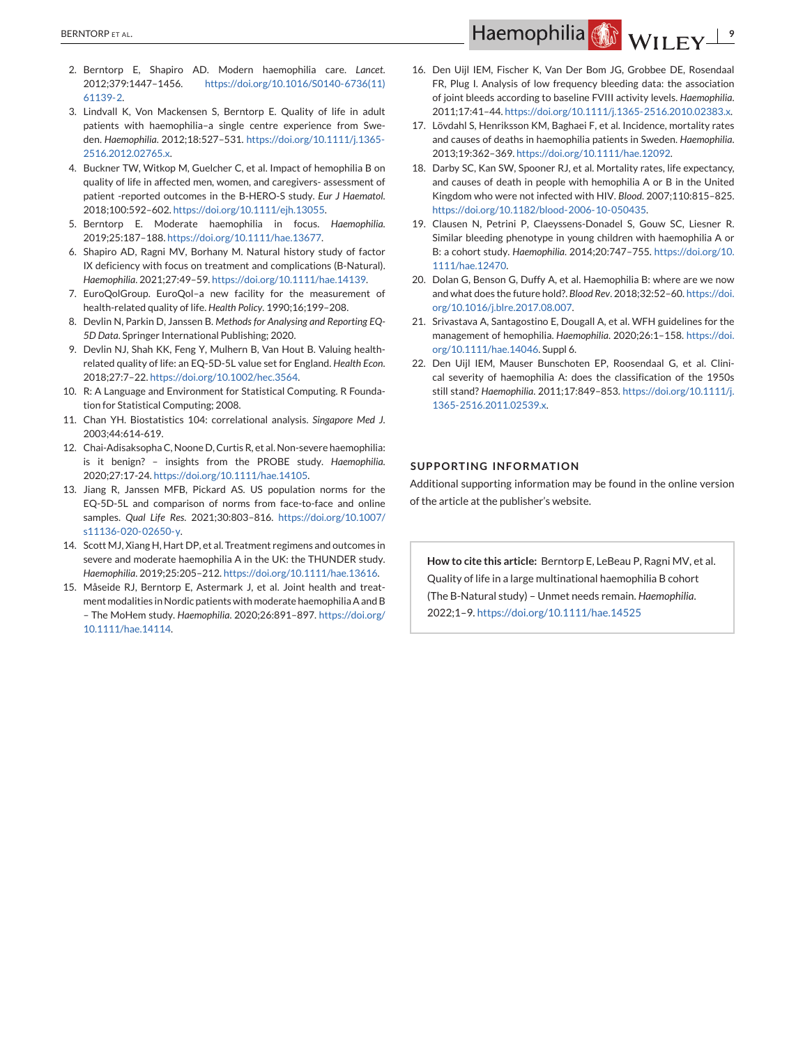2. Berntorp E, Shapiro AD. Modern haemophilia care. *Lancet*. 2012;379:1447–1456. https://doi.org/10.1016/S0140-6736(11)61139-2.
3. Lindvall K, Von Mackensen S, Berntorp E. Quality of life in adult patients with haemophilia–a single centre experience from Sweden. *Haemophilia*. 2012;18:527–531. https://doi.org/10.1111/j.1365-2516.2012.02765.x.
4. Buckner TW, Witkop M, Guelcher C, et al. Impact of hemophilia B on quality of life in affected men, women, and caregivers- assessment of patient -reported outcomes in the B-HERO-S study. *Eur J Haematol*. 2018;100:592–602. https://doi.org/10.1111/ejh.13055.
5. Berntorp E. Moderate haemophilia in focus. *Haemophilia*. 2019;25:187–188. https://doi.org/10.1111/hae.13677.
6. Shapiro AD, Ragni MV, Borhany M. Natural history study of factor IX deficiency with focus on treatment and complications (B-Natural). *Haemophilia*. 2021;27:49–59. https://doi.org/10.1111/hae.14139.
7. EuroQolGroup. EuroQol–a new facility for the measurement of health-related quality of life. *Health Policy*. 1990;16;199–208.
8. Devlin N, Parkin D, Janssen B. *Methods for Analysing and Reporting EQ-5D Data*. Springer International Publishing; 2020.
9. Devlin NJ, Shah KK, Feng Y, Mulhern B, Van Hout B. Valuing health-related quality of life: an EQ-5D-5L value set for England. *Health Econ*. 2018;27:7–22. https://doi.org/10.1002/hec.3564.
10. R: A Language and Environment for Statistical Computing. R Foundation for Statistical Computing; 2008.
11. Chan YH. Biostatistics 104: correlational analysis. *Singapore Med J*. 2003;44:614-619.
12. Chai-Adisaksopha C, Noone D, Curtis R, et al. Non-severe haemophilia: is it benign? – insights from the PROBE study. *Haemophilia*. 2020;27:17-24. https://doi.org/10.1111/hae.14105.
13. Jiang R, Janssen MFB, Pickard AS. US population norms for the EQ-5D-5L and comparison of norms from face-to-face and online samples. *Qual Life Res*. 2021;30:803–816. https://doi.org/10.1007/s11136-020-02650-y.
14. Scott MJ, Xiang H, Hart DP, et al. Treatment regimens and outcomes in severe and moderate haemophilia A in the UK: the THUNDER study. *Haemophilia*. 2019;25:205–212. https://doi.org/10.1111/hae.13616.
15. Måseide RJ, Berntorp E, Astermark J, et al. Joint health and treatment modalities in Nordic patients with moderate haemophilia A and B – The MoHem study. *Haemophilia*. 2020;26:891–897. https://doi.org/10.1111/hae.14114.
16. Den Uijl IEM, Fischer K, Van Der Bom JG, Grobbee DE, Rosendaal FR, Plug I. Analysis of low frequency bleeding data: the association of joint bleeds according to baseline FVIII activity levels. *Haemophilia*. 2011;17:41–44. https://doi.org/10.1111/j.1365-2516.2010.02383.x.
17. Lövdahl S, Henriksson KM, Baghaei F, et al. Incidence, mortality rates and causes of deaths in haemophilia patients in Sweden. *Haemophilia*. 2013;19:362–369. https://doi.org/10.1111/hae.12092.
18. Darby SC, Kan SW, Spooner RJ, et al. Mortality rates, life expectancy, and causes of death in people with hemophilia A or B in the United Kingdom who were not infected with HIV. *Blood*. 2007;110:815–825. https://doi.org/10.1182/blood-2006-10-050435.
19. Clausen N, Petrini P, Claeyssens-Donadel S, Gouw SC, Liesner R. Similar bleeding phenotype in young children with haemophilia A or B: a cohort study. *Haemophilia*. 2014;20:747–755. https://doi.org/10.1111/hae.12470.
20. Dolan G, Benson G, Duffy A, et al. Haemophilia B: where are we now and what does the future hold?. *Blood Rev*. 2018;32:52–60. https://doi.org/10.1016/j.blre.2017.08.007.
21. Srivastava A, Santagostino E, Dougall A, et al. WFH guidelines for the management of hemophilia. *Haemophilia*. 2020;26:1–158. https://doi.org/10.1111/hae.14046. Suppl 6.
22. Den Uijl IEM, Mauser Bunschoten EP, Roosendaal G, et al. Clinical severity of haemophilia A: does the classification of the 1950s still stand? *Haemophilia*. 2011;17:849–853. https://doi.org/10.1111/j.1365-2516.2011.02539.x.

## SUPPORTING INFORMATION

Additional supporting information may be found in the online version of the article at the publisher's website.

**How to cite this article:** Berntorp E, LeBeau P, Ragni MV, et al. Quality of life in a large multinational haemophilia B cohort (The B-Natural study) – Unmet needs remain. *Haemophilia*. 2022;1–9. https://doi.org/10.1111/hae.14525